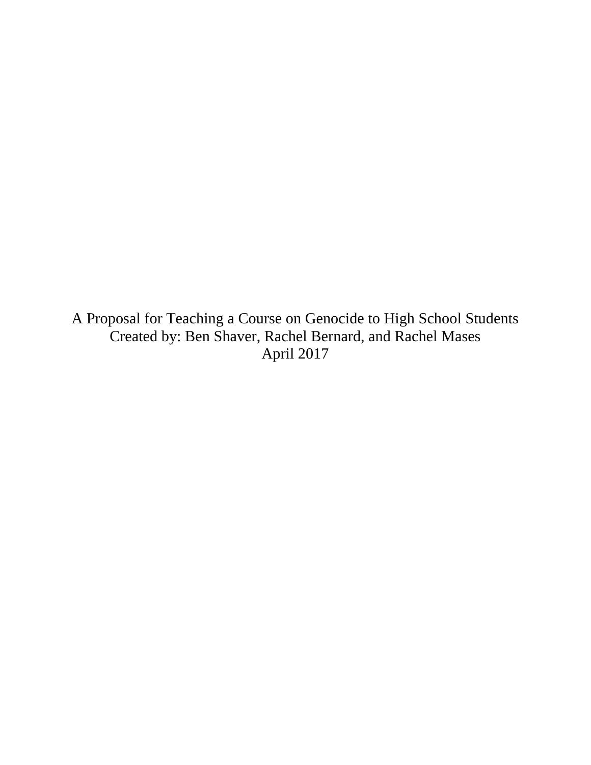A Proposal for Teaching a Course on Genocide to High School Students
Created by: Ben Shaver, Rachel Bernard, and Rachel Mases
April 2017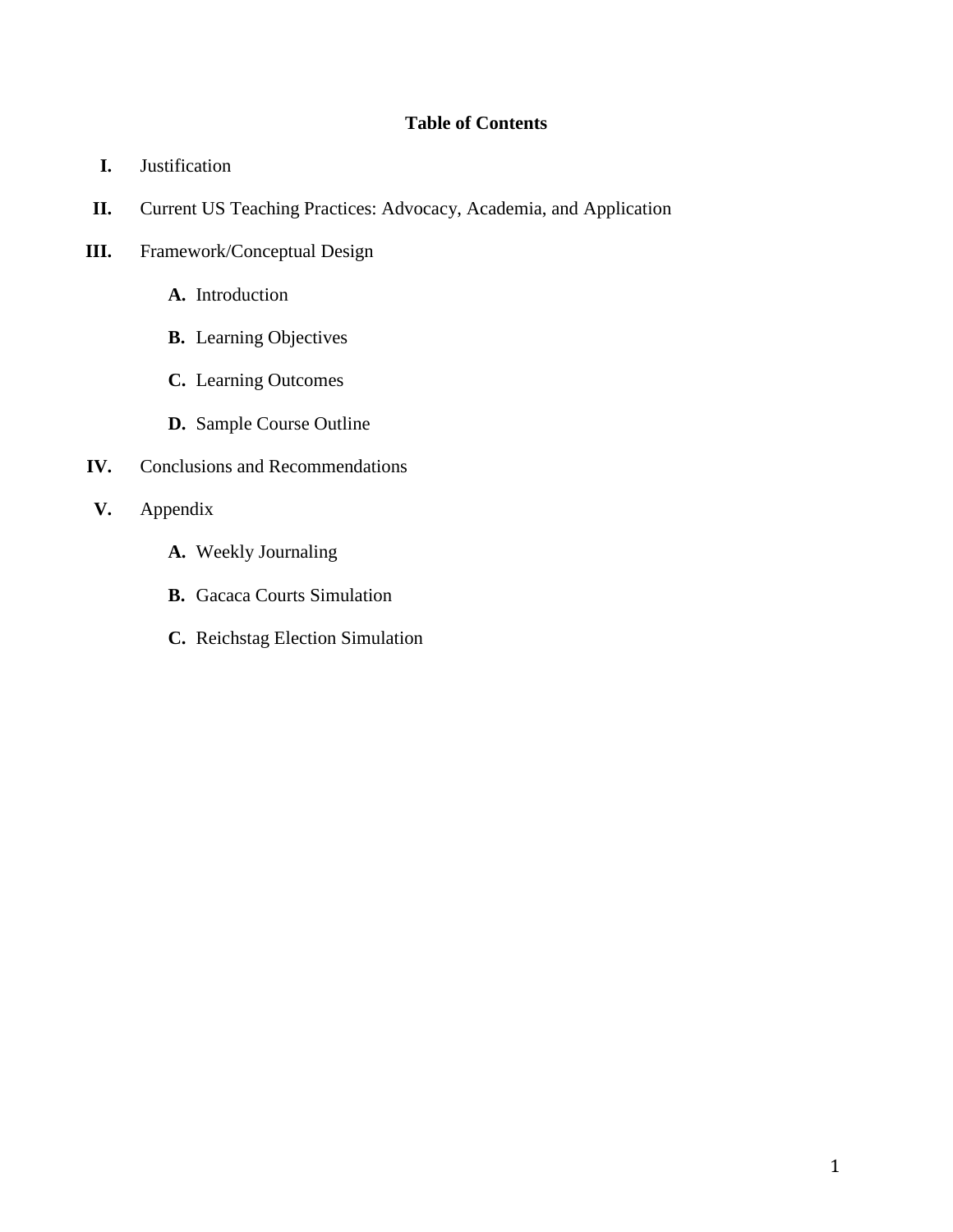**Table of Contents**

- **I.** Justification
- **II.** Current US Teaching Practices: Advocacy, Academia, and Application
- **III.** Framework/Conceptual Design
  - **A.** Introduction
  - **B.** Learning Objectives
  - **C.** Learning Outcomes
  - **D.** Sample Course Outline
- **IV.** Conclusions and Recommendations
- **V.** Appendix
  - **A.** Weekly Journaling
  - **B.** Gacaca Courts Simulation
  - **C.** Reichstag Election Simulation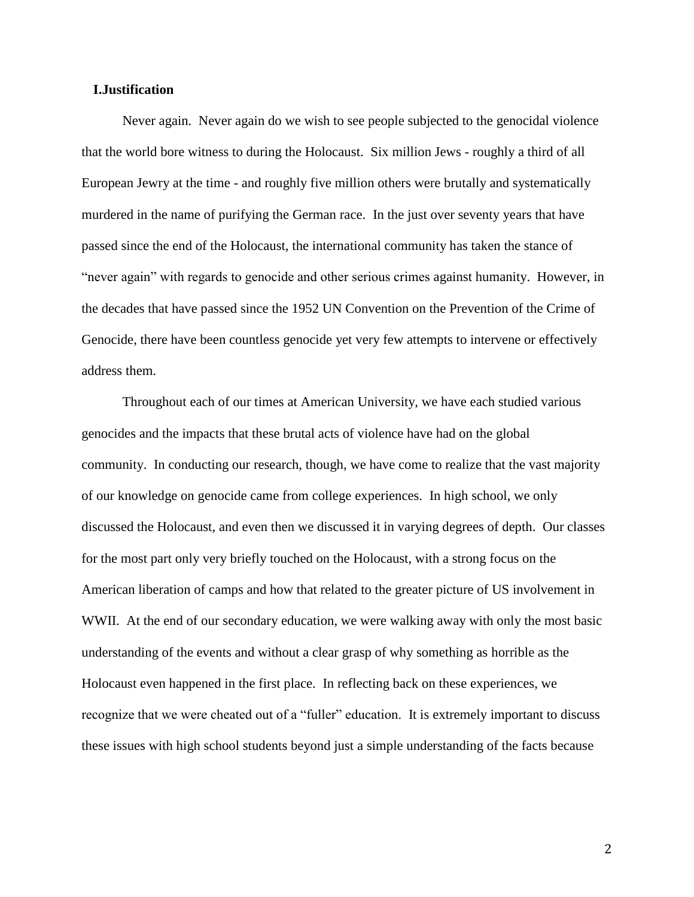## I.Justification

Never again. Never again do we wish to see people subjected to the genocidal violence that the world bore witness to during the Holocaust. Six million Jews - roughly a third of all European Jewry at the time - and roughly five million others were brutally and systematically murdered in the name of purifying the German race. In the just over seventy years that have passed since the end of the Holocaust, the international community has taken the stance of "never again" with regards to genocide and other serious crimes against humanity. However, in the decades that have passed since the 1952 UN Convention on the Prevention of the Crime of Genocide, there have been countless genocide yet very few attempts to intervene or effectively address them.

Throughout each of our times at American University, we have each studied various genocides and the impacts that these brutal acts of violence have had on the global community. In conducting our research, though, we have come to realize that the vast majority of our knowledge on genocide came from college experiences. In high school, we only discussed the Holocaust, and even then we discussed it in varying degrees of depth. Our classes for the most part only very briefly touched on the Holocaust, with a strong focus on the American liberation of camps and how that related to the greater picture of US involvement in WWII. At the end of our secondary education, we were walking away with only the most basic understanding of the events and without a clear grasp of why something as horrible as the Holocaust even happened in the first place. In reflecting back on these experiences, we recognize that we were cheated out of a "fuller" education. It is extremely important to discuss these issues with high school students beyond just a simple understanding of the facts because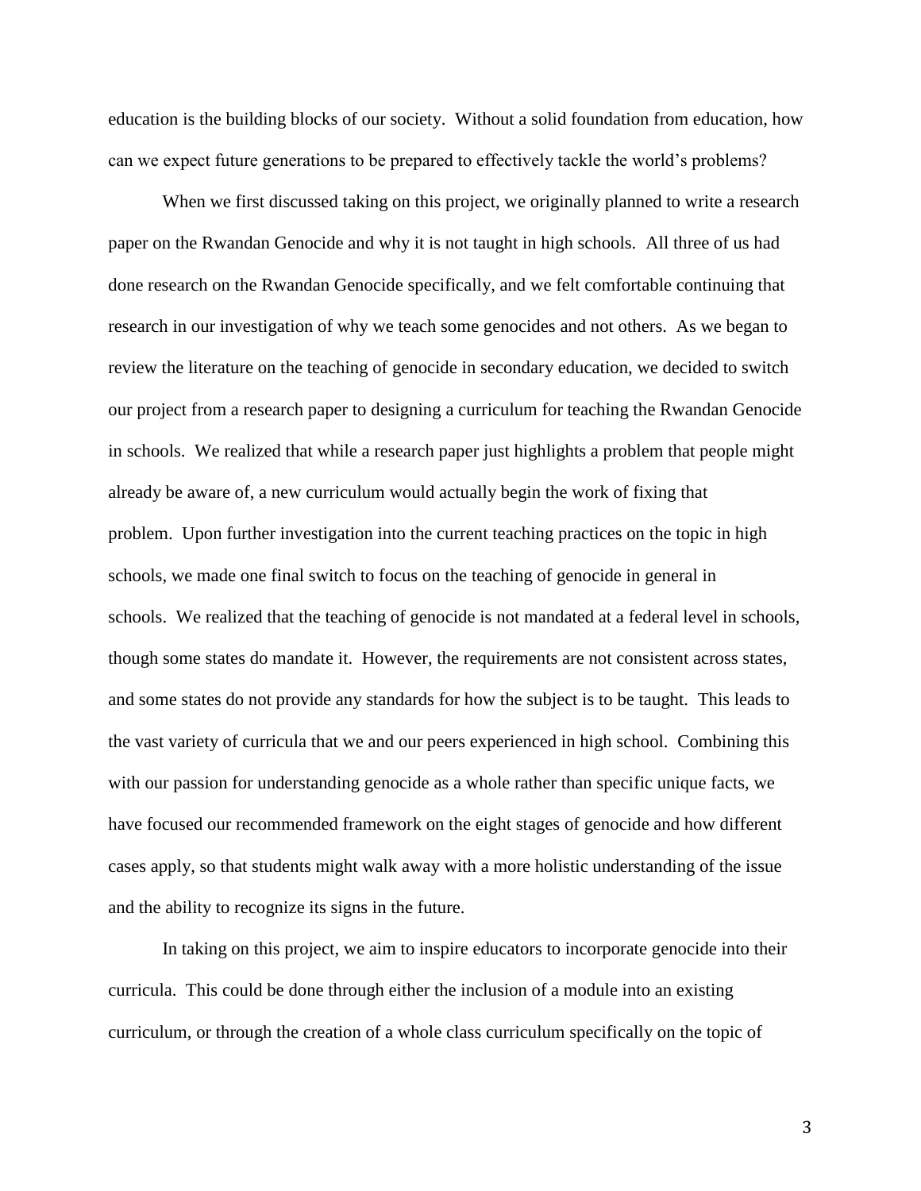education is the building blocks of our society. Without a solid foundation from education, how can we expect future generations to be prepared to effectively tackle the world's problems?

When we first discussed taking on this project, we originally planned to write a research paper on the Rwandan Genocide and why it is not taught in high schools. All three of us had done research on the Rwandan Genocide specifically, and we felt comfortable continuing that research in our investigation of why we teach some genocides and not others. As we began to review the literature on the teaching of genocide in secondary education, we decided to switch our project from a research paper to designing a curriculum for teaching the Rwandan Genocide in schools. We realized that while a research paper just highlights a problem that people might already be aware of, a new curriculum would actually begin the work of fixing that problem. Upon further investigation into the current teaching practices on the topic in high schools, we made one final switch to focus on the teaching of genocide in general in schools. We realized that the teaching of genocide is not mandated at a federal level in schools, though some states do mandate it. However, the requirements are not consistent across states, and some states do not provide any standards for how the subject is to be taught. This leads to the vast variety of curricula that we and our peers experienced in high school. Combining this with our passion for understanding genocide as a whole rather than specific unique facts, we have focused our recommended framework on the eight stages of genocide and how different cases apply, so that students might walk away with a more holistic understanding of the issue and the ability to recognize its signs in the future.

In taking on this project, we aim to inspire educators to incorporate genocide into their curricula. This could be done through either the inclusion of a module into an existing curriculum, or through the creation of a whole class curriculum specifically on the topic of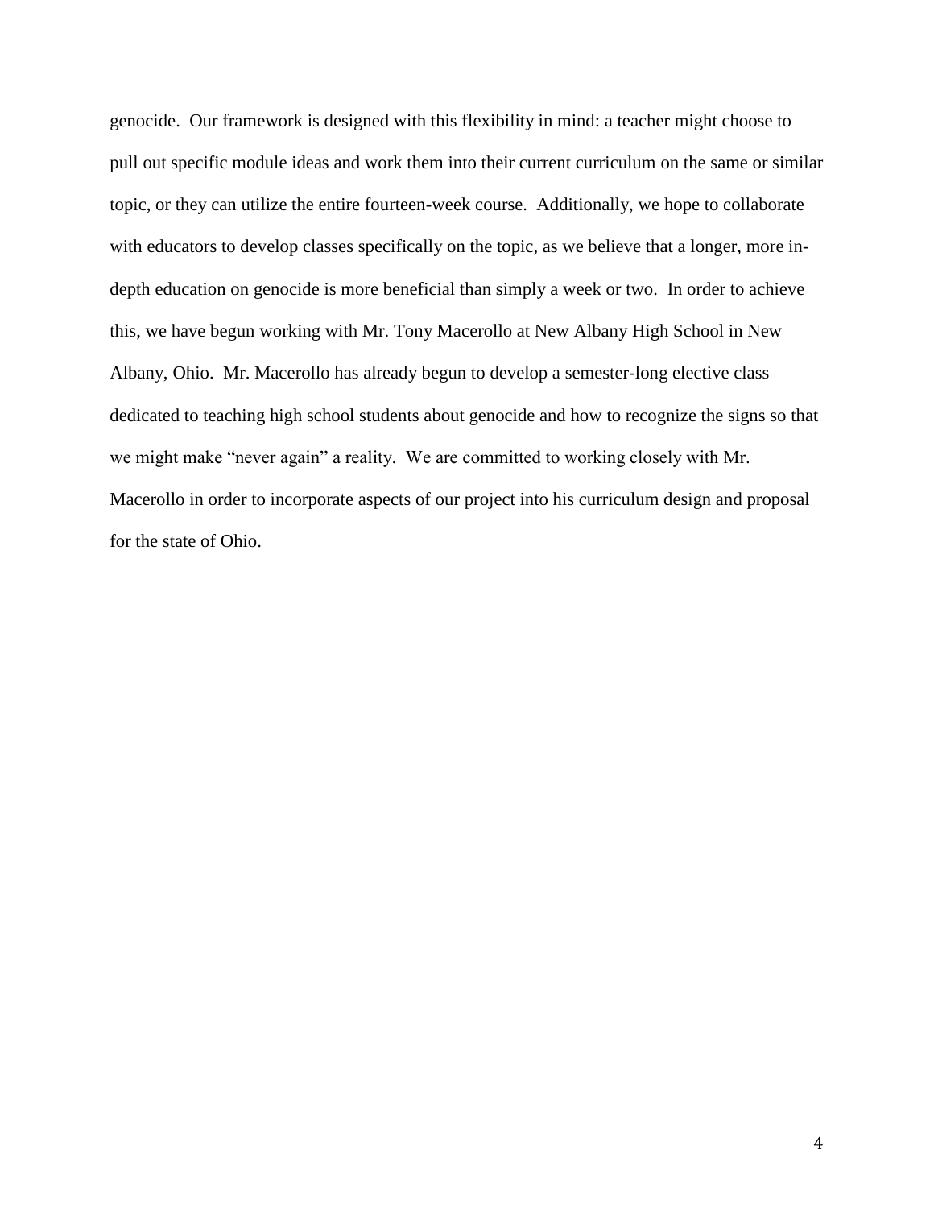genocide. Our framework is designed with this flexibility in mind: a teacher might choose to pull out specific module ideas and work them into their current curriculum on the same or similar topic, or they can utilize the entire fourteen-week course. Additionally, we hope to collaborate with educators to develop classes specifically on the topic, as we believe that a longer, more in-depth education on genocide is more beneficial than simply a week or two. In order to achieve this, we have begun working with Mr. Tony Macerollo at New Albany High School in New Albany, Ohio. Mr. Macerollo has already begun to develop a semester-long elective class dedicated to teaching high school students about genocide and how to recognize the signs so that we might make "never again" a reality. We are committed to working closely with Mr. Macerollo in order to incorporate aspects of our project into his curriculum design and proposal for the state of Ohio.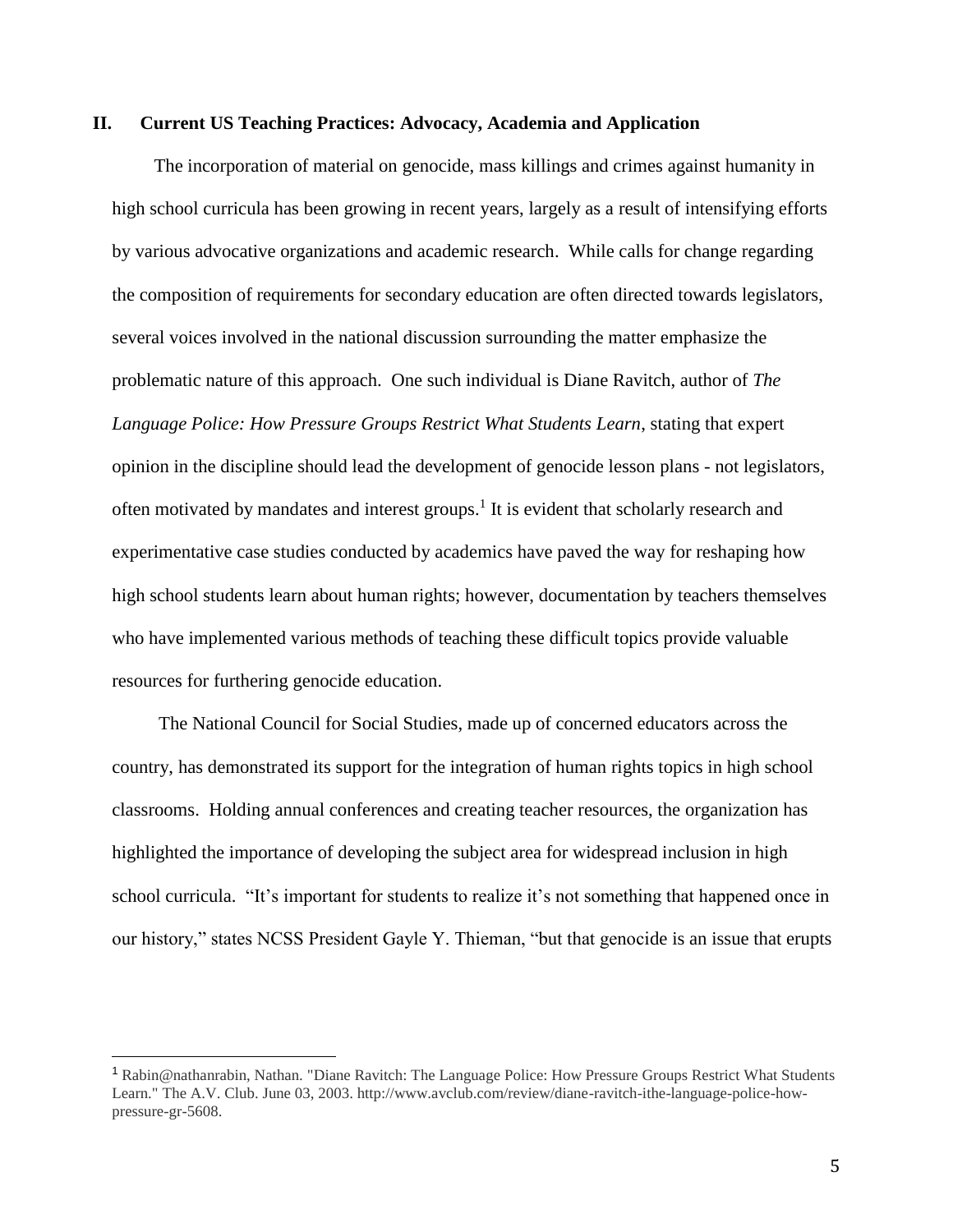## II. Current US Teaching Practices: Advocacy, Academia and Application

The incorporation of material on genocide, mass killings and crimes against humanity in high school curricula has been growing in recent years, largely as a result of intensifying efforts by various advocative organizations and academic research. While calls for change regarding the composition of requirements for secondary education are often directed towards legislators, several voices involved in the national discussion surrounding the matter emphasize the problematic nature of this approach. One such individual is Diane Ravitch, author of *The Language Police: How Pressure Groups Restrict What Students Learn*, stating that expert opinion in the discipline should lead the development of genocide lesson plans - not legislators, often motivated by mandates and interest groups.[1] It is evident that scholarly research and experimentative case studies conducted by academics have paved the way for reshaping how high school students learn about human rights; however, documentation by teachers themselves who have implemented various methods of teaching these difficult topics provide valuable resources for furthering genocide education.

The National Council for Social Studies, made up of concerned educators across the country, has demonstrated its support for the integration of human rights topics in high school classrooms. Holding annual conferences and creating teacher resources, the organization has highlighted the importance of developing the subject area for widespread inclusion in high school curricula. "It's important for students to realize it's not something that happened once in our history," states NCSS President Gayle Y. Thieman, "but that genocide is an issue that erupts

---

[1] Rabin@nathanrabin, Nathan. "Diane Ravitch: The Language Police: How Pressure Groups Restrict What Students Learn." The A.V. Club. June 03, 2003. http://www.avclub.com/review/diane-ravitch-ithe-language-police-how-pressure-gr-5608.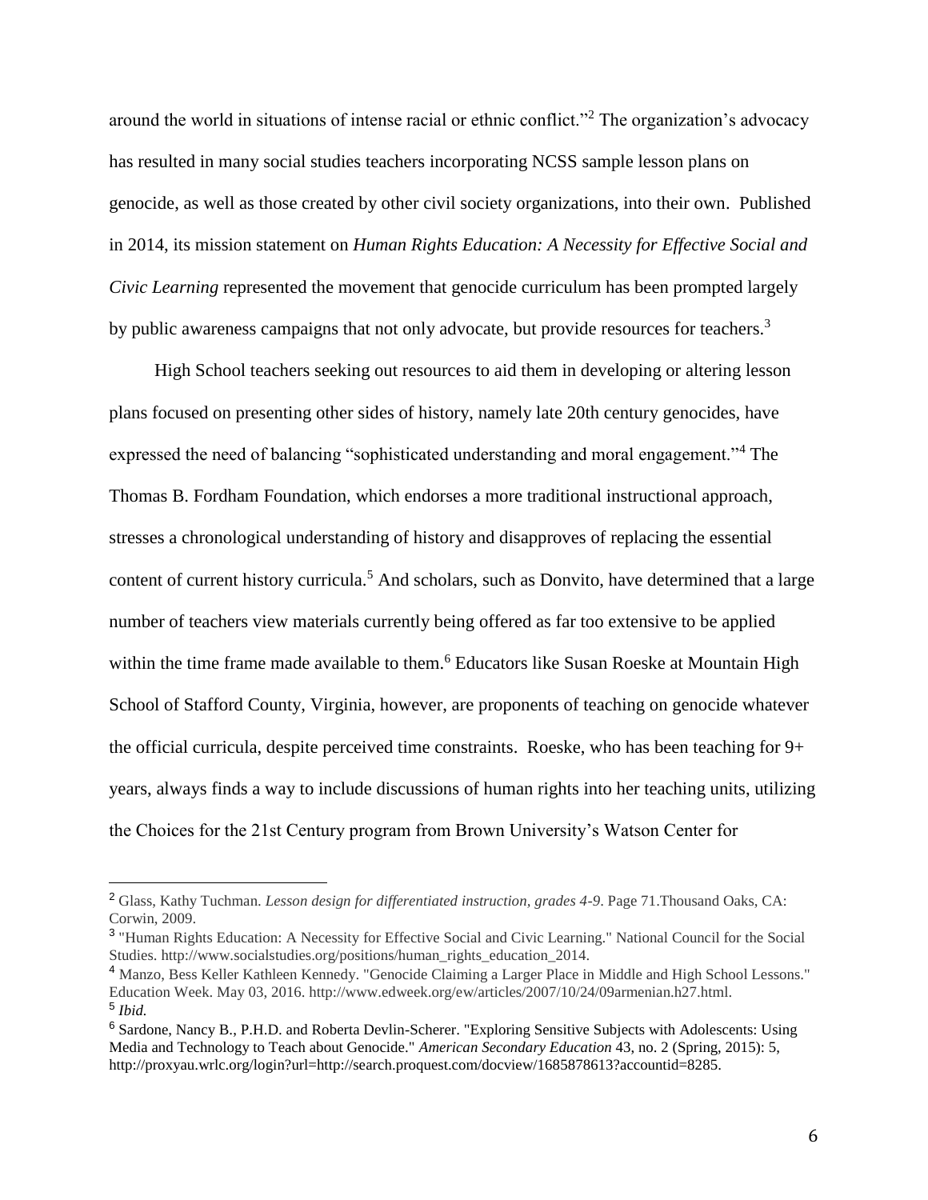around the world in situations of intense racial or ethnic conflict."[2] The organization's advocacy has resulted in many social studies teachers incorporating NCSS sample lesson plans on genocide, as well as those created by other civil society organizations, into their own. Published in 2014, its mission statement on *Human Rights Education: A Necessity for Effective Social and Civic Learning* represented the movement that genocide curriculum has been prompted largely by public awareness campaigns that not only advocate, but provide resources for teachers.[3]

High School teachers seeking out resources to aid them in developing or altering lesson plans focused on presenting other sides of history, namely late 20th century genocides, have expressed the need of balancing "sophisticated understanding and moral engagement."[4] The Thomas B. Fordham Foundation, which endorses a more traditional instructional approach, stresses a chronological understanding of history and disapproves of replacing the essential content of current history curricula.[5] And scholars, such as Donvito, have determined that a large number of teachers view materials currently being offered as far too extensive to be applied within the time frame made available to them.[6] Educators like Susan Roeske at Mountain High School of Stafford County, Virginia, however, are proponents of teaching on genocide whatever the official curricula, despite perceived time constraints. Roeske, who has been teaching for 9+ years, always finds a way to include discussions of human rights into her teaching units, utilizing the Choices for the 21st Century program from Brown University's Watson Center for

---

[2] Glass, Kathy Tuchman. *Lesson design for differentiated instruction, grades 4-9*. Page 71.Thousand Oaks, CA: Corwin, 2009.

[3] "Human Rights Education: A Necessity for Effective Social and Civic Learning." National Council for the Social Studies. http://www.socialstudies.org/positions/human_rights_education_2014.

[4] Manzo, Bess Keller Kathleen Kennedy. "Genocide Claiming a Larger Place in Middle and High School Lessons." Education Week. May 03, 2016. http://www.edweek.org/ew/articles/2007/10/24/09armenian.h27.html.

[5] *Ibid.*

[6] Sardone, Nancy B., P.H.D. and Roberta Devlin-Scherer. "Exploring Sensitive Subjects with Adolescents: Using Media and Technology to Teach about Genocide." *American Secondary Education* 43, no. 2 (Spring, 2015): 5, http://proxyau.wrlc.org/login?url=http://search.proquest.com/docview/1685878613?accountid=8285.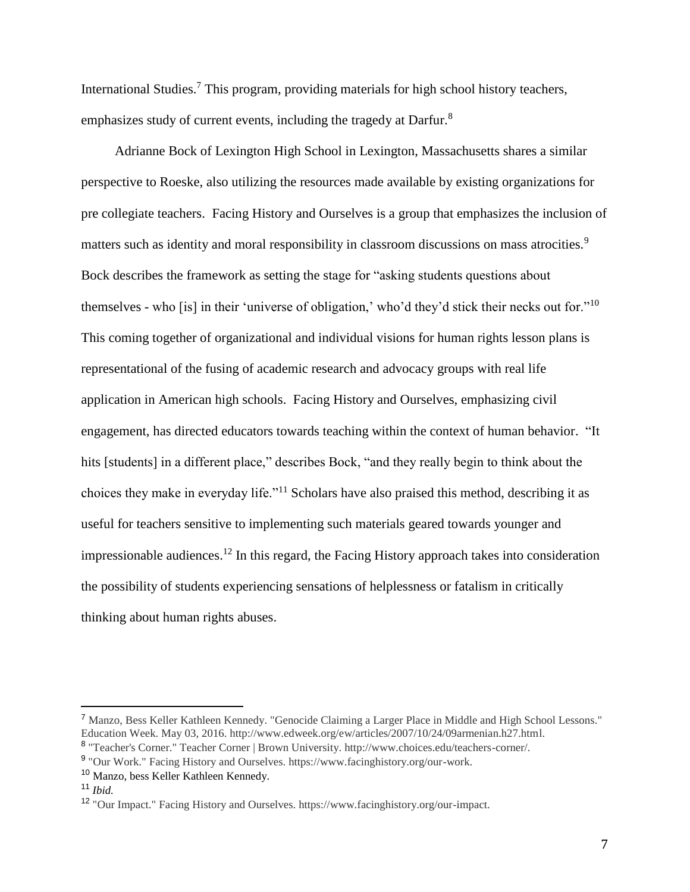International Studies.[7] This program, providing materials for high school history teachers, emphasizes study of current events, including the tragedy at Darfur.[8]

Adrianne Bock of Lexington High School in Lexington, Massachusetts shares a similar perspective to Roeske, also utilizing the resources made available by existing organizations for pre collegiate teachers. Facing History and Ourselves is a group that emphasizes the inclusion of matters such as identity and moral responsibility in classroom discussions on mass atrocities.[9] Bock describes the framework as setting the stage for "asking students questions about themselves - who [is] in their 'universe of obligation,' who'd they'd stick their necks out for."[10] This coming together of organizational and individual visions for human rights lesson plans is representational of the fusing of academic research and advocacy groups with real life application in American high schools. Facing History and Ourselves, emphasizing civil engagement, has directed educators towards teaching within the context of human behavior. "It hits [students] in a different place," describes Bock, "and they really begin to think about the choices they make in everyday life."[11] Scholars have also praised this method, describing it as useful for teachers sensitive to implementing such materials geared towards younger and impressionable audiences.[12] In this regard, the Facing History approach takes into consideration the possibility of students experiencing sensations of helplessness or fatalism in critically thinking about human rights abuses.

---

[7] Manzo, Bess Keller Kathleen Kennedy. "Genocide Claiming a Larger Place in Middle and High School Lessons." Education Week. May 03, 2016. http://www.edweek.org/ew/articles/2007/10/24/09armenian.h27.html.

[8] "Teacher's Corner." Teacher Corner | Brown University. http://www.choices.edu/teachers-corner/.

[9] "Our Work." Facing History and Ourselves. https://www.facinghistory.org/our-work.

[10] Manzo, bess Keller Kathleen Kennedy.

[11] *Ibid.*

[12] "Our Impact." Facing History and Ourselves. https://www.facinghistory.org/our-impact.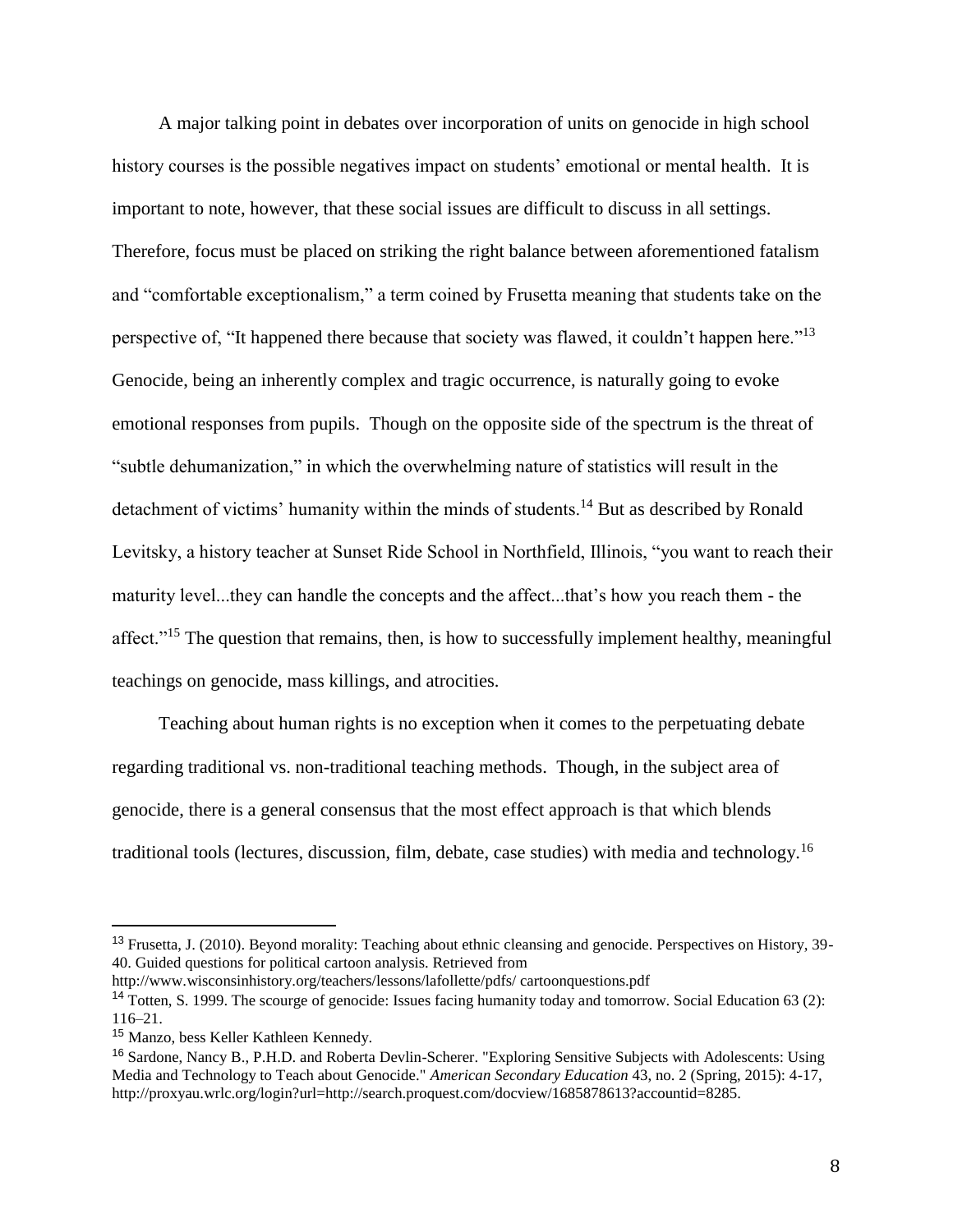A major talking point in debates over incorporation of units on genocide in high school history courses is the possible negatives impact on students' emotional or mental health. It is important to note, however, that these social issues are difficult to discuss in all settings. Therefore, focus must be placed on striking the right balance between aforementioned fatalism and "comfortable exceptionalism," a term coined by Frusetta meaning that students take on the perspective of, "It happened there because that society was flawed, it couldn't happen here."[13] Genocide, being an inherently complex and tragic occurrence, is naturally going to evoke emotional responses from pupils. Though on the opposite side of the spectrum is the threat of "subtle dehumanization," in which the overwhelming nature of statistics will result in the detachment of victims' humanity within the minds of students.[14] But as described by Ronald Levitsky, a history teacher at Sunset Ride School in Northfield, Illinois, "you want to reach their maturity level...they can handle the concepts and the affect...that's how you reach them - the affect."[15] The question that remains, then, is how to successfully implement healthy, meaningful teachings on genocide, mass killings, and atrocities.

Teaching about human rights is no exception when it comes to the perpetuating debate regarding traditional vs. non-traditional teaching methods. Though, in the subject area of genocide, there is a general consensus that the most effect approach is that which blends traditional tools (lectures, discussion, film, debate, case studies) with media and technology.[16]

---

[13] Frusetta, J. (2010). Beyond morality: Teaching about ethnic cleansing and genocide. Perspectives on History, 39-40. Guided questions for political cartoon analysis. Retrieved from http://www.wisconsinhistory.org/teachers/lessons/lafollette/pdfs/ cartoonquestions.pdf

[14] Totten, S. 1999. The scourge of genocide: Issues facing humanity today and tomorrow. Social Education 63 (2): 116–21.

[15] Manzo, bess Keller Kathleen Kennedy.

[16] Sardone, Nancy B., P.H.D. and Roberta Devlin-Scherer. "Exploring Sensitive Subjects with Adolescents: Using Media and Technology to Teach about Genocide." *American Secondary Education* 43, no. 2 (Spring, 2015): 4-17, http://proxyau.wrlc.org/login?url=http://search.proquest.com/docview/1685878613?accountid=8285.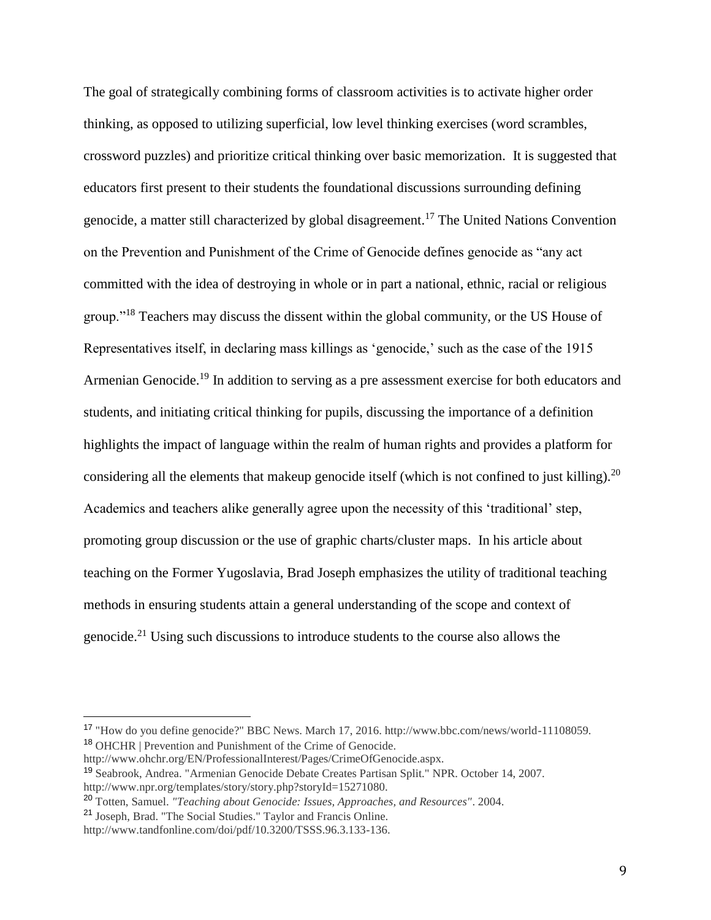The goal of strategically combining forms of classroom activities is to activate higher order thinking, as opposed to utilizing superficial, low level thinking exercises (word scrambles, crossword puzzles) and prioritize critical thinking over basic memorization. It is suggested that educators first present to their students the foundational discussions surrounding defining genocide, a matter still characterized by global disagreement.[17] The United Nations Convention on the Prevention and Punishment of the Crime of Genocide defines genocide as "any act committed with the idea of destroying in whole or in part a national, ethnic, racial or religious group."[18] Teachers may discuss the dissent within the global community, or the US House of Representatives itself, in declaring mass killings as 'genocide,' such as the case of the 1915 Armenian Genocide.[19] In addition to serving as a pre assessment exercise for both educators and students, and initiating critical thinking for pupils, discussing the importance of a definition highlights the impact of language within the realm of human rights and provides a platform for considering all the elements that makeup genocide itself (which is not confined to just killing).[20] Academics and teachers alike generally agree upon the necessity of this 'traditional' step, promoting group discussion or the use of graphic charts/cluster maps. In his article about teaching on the Former Yugoslavia, Brad Joseph emphasizes the utility of traditional teaching methods in ensuring students attain a general understanding of the scope and context of genocide.[21] Using such discussions to introduce students to the course also allows the

---

[17] "How do you define genocide?" BBC News. March 17, 2016. http://www.bbc.com/news/world-11108059.

[18] OHCHR | Prevention and Punishment of the Crime of Genocide. http://www.ohchr.org/EN/ProfessionalInterest/Pages/CrimeOfGenocide.aspx.

[19] Seabrook, Andrea. "Armenian Genocide Debate Creates Partisan Split." NPR. October 14, 2007. http://www.npr.org/templates/story/story.php?storyId=15271080.

[20] Totten, Samuel. *"Teaching about Genocide: Issues, Approaches, and Resources"*. 2004.

[21] Joseph, Brad. "The Social Studies." Taylor and Francis Online. http://www.tandfonline.com/doi/pdf/10.3200/TSSS.96.3.133-136.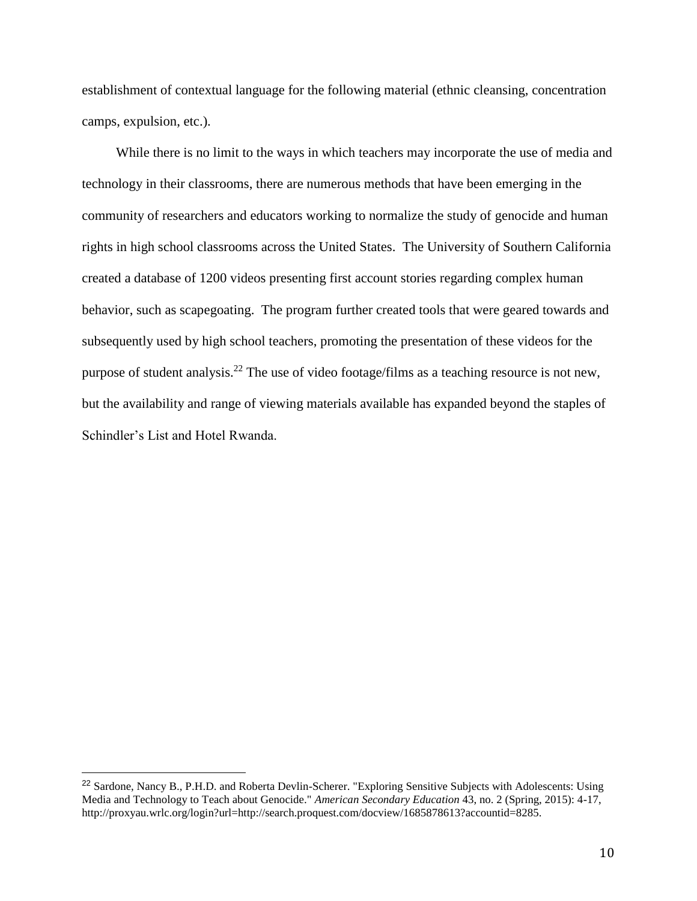establishment of contextual language for the following material (ethnic cleansing, concentration camps, expulsion, etc.).

While there is no limit to the ways in which teachers may incorporate the use of media and technology in their classrooms, there are numerous methods that have been emerging in the community of researchers and educators working to normalize the study of genocide and human rights in high school classrooms across the United States. The University of Southern California created a database of 1200 videos presenting first account stories regarding complex human behavior, such as scapegoating. The program further created tools that were geared towards and subsequently used by high school teachers, promoting the presentation of these videos for the purpose of student analysis.[22] The use of video footage/films as a teaching resource is not new, but the availability and range of viewing materials available has expanded beyond the staples of Schindler's List and Hotel Rwanda.

---

[22] Sardone, Nancy B., P.H.D. and Roberta Devlin-Scherer. "Exploring Sensitive Subjects with Adolescents: Using Media and Technology to Teach about Genocide." *American Secondary Education* 43, no. 2 (Spring, 2015): 4-17, http://proxyau.wrlc.org/login?url=http://search.proquest.com/docview/1685878613?accountid=8285.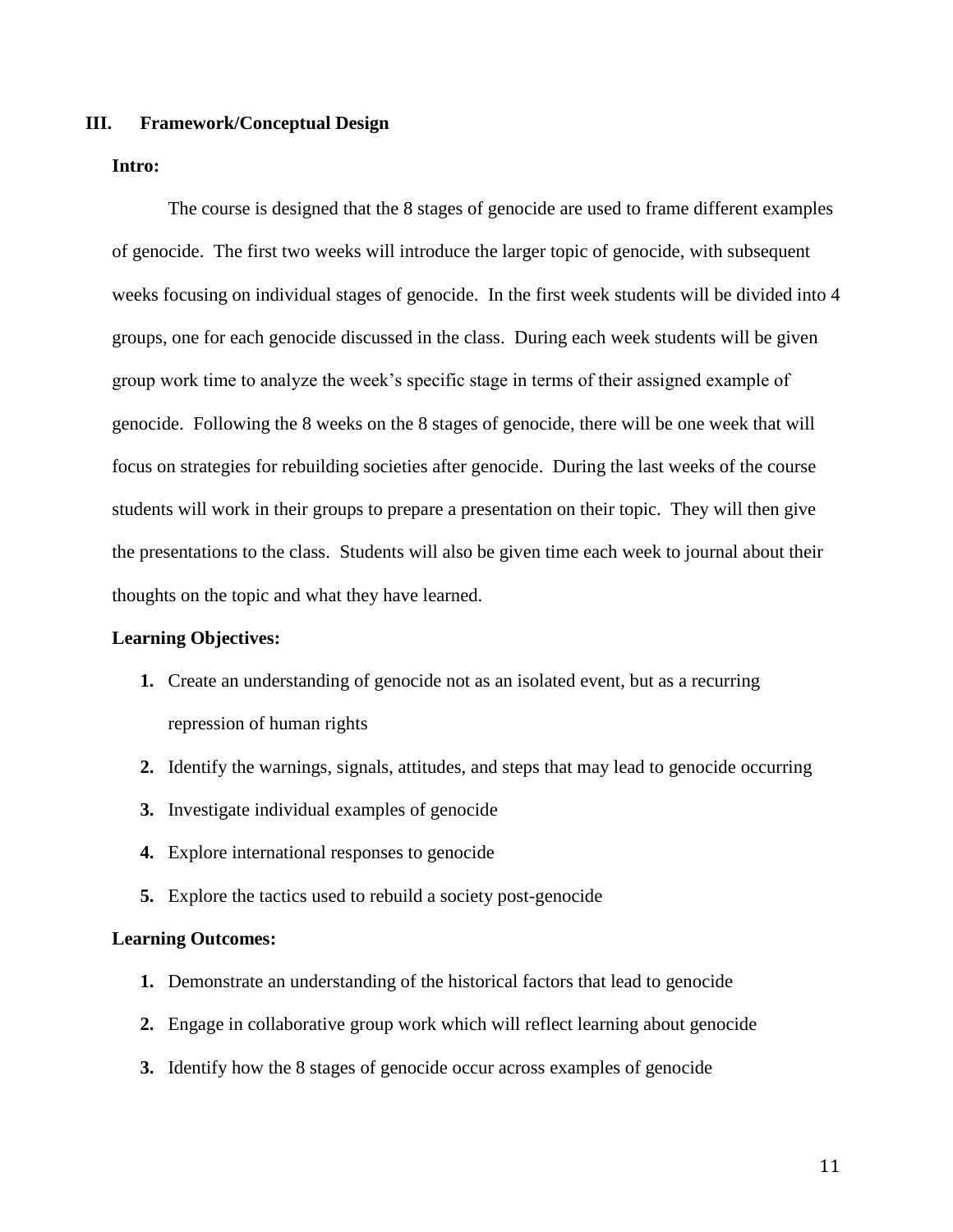## III. Framework/Conceptual Design

**Intro:**

The course is designed that the 8 stages of genocide are used to frame different examples of genocide. The first two weeks will introduce the larger topic of genocide, with subsequent weeks focusing on individual stages of genocide. In the first week students will be divided into 4 groups, one for each genocide discussed in the class. During each week students will be given group work time to analyze the week's specific stage in terms of their assigned example of genocide. Following the 8 weeks on the 8 stages of genocide, there will be one week that will focus on strategies for rebuilding societies after genocide. During the last weeks of the course students will work in their groups to prepare a presentation on their topic. They will then give the presentations to the class. Students will also be given time each week to journal about their thoughts on the topic and what they have learned.

**Learning Objectives:**

1. Create an understanding of genocide not as an isolated event, but as a recurring repression of human rights
2. Identify the warnings, signals, attitudes, and steps that may lead to genocide occurring
3. Investigate individual examples of genocide
4. Explore international responses to genocide
5. Explore the tactics used to rebuild a society post-genocide

**Learning Outcomes:**

1. Demonstrate an understanding of the historical factors that lead to genocide
2. Engage in collaborative group work which will reflect learning about genocide
3. Identify how the 8 stages of genocide occur across examples of genocide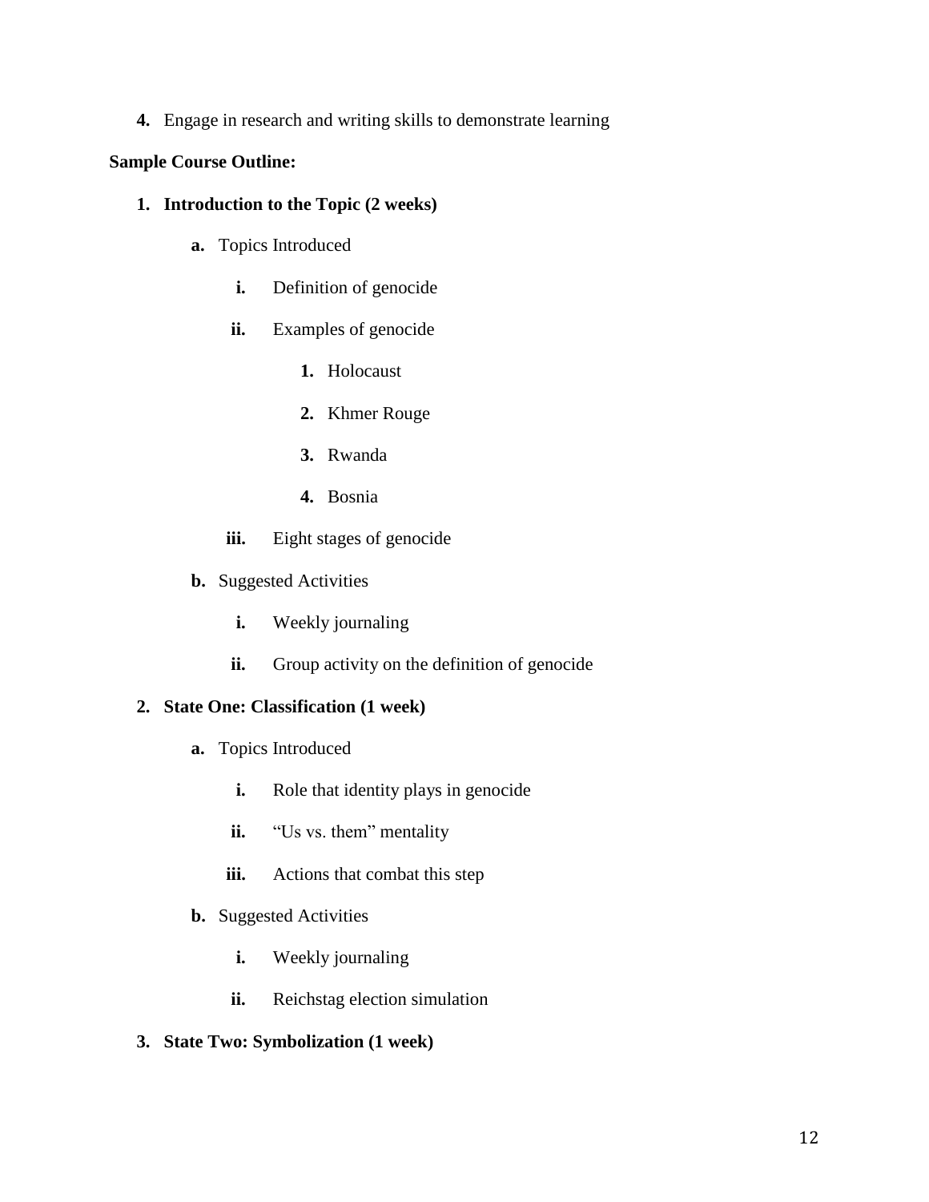4. Engage in research and writing skills to demonstrate learning

**Sample Course Outline:**

1. **Introduction to the Topic (2 weeks)**
   - a. Topics Introduced
     - i. Definition of genocide
     - ii. Examples of genocide
       1. Holocaust
       2. Khmer Rouge
       3. Rwanda
       4. Bosnia
     - iii. Eight stages of genocide
   - b. Suggested Activities
     - i. Weekly journaling
     - ii. Group activity on the definition of genocide
2. **State One: Classification (1 week)**
   - a. Topics Introduced
     - i. Role that identity plays in genocide
     - ii. "Us vs. them" mentality
     - iii. Actions that combat this step
   - b. Suggested Activities
     - i. Weekly journaling
     - ii. Reichstag election simulation
3. **State Two: Symbolization (1 week)**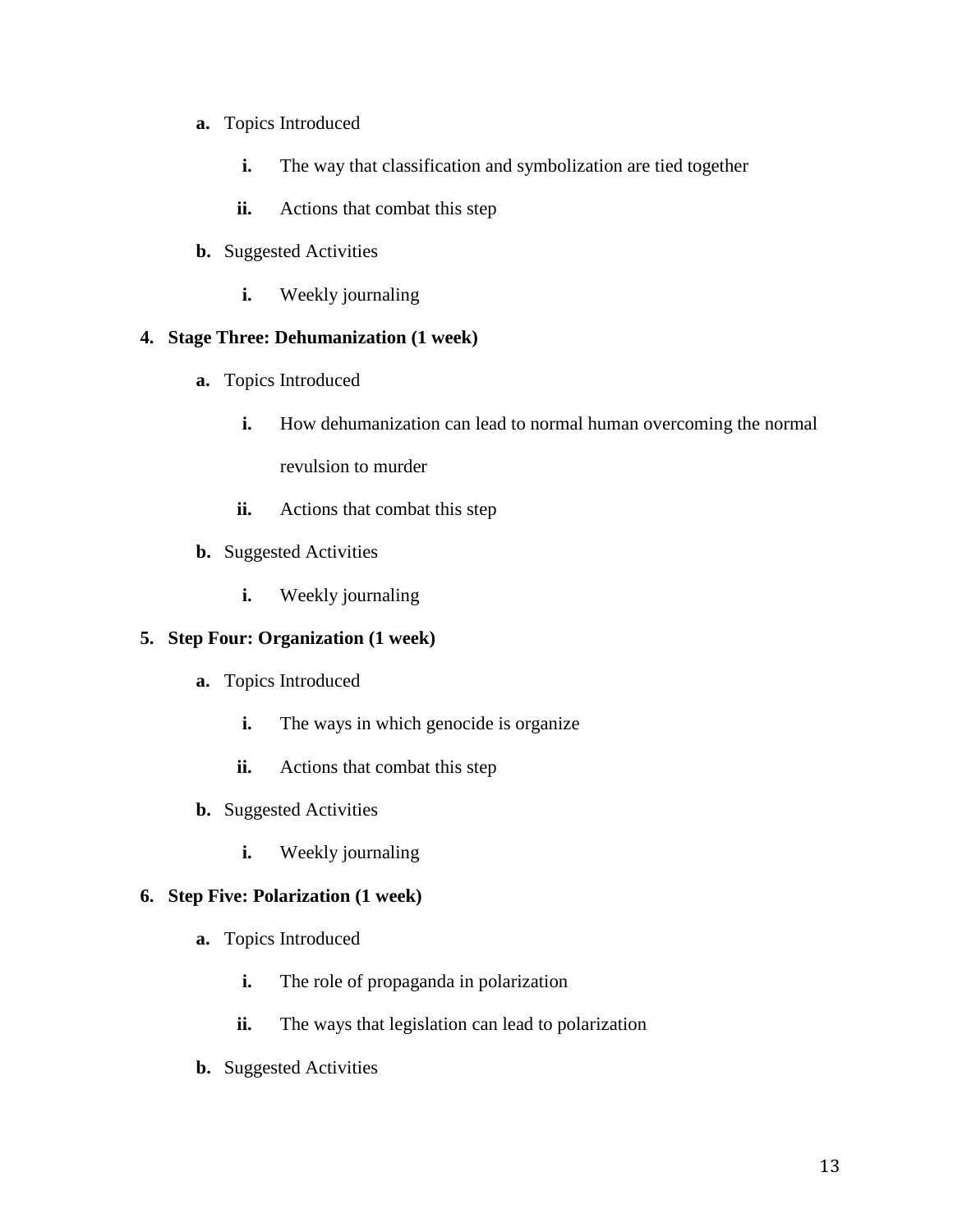a. Topics Introduced
    i. The way that classification and symbolization are tied together
    ii. Actions that combat this step
b. Suggested Activities
    i. Weekly journaling

4. **Stage Three: Dehumanization (1 week)**
    a. Topics Introduced
        i. How dehumanization can lead to normal human overcoming the normal revulsion to murder
        ii. Actions that combat this step
    b. Suggested Activities
        i. Weekly journaling
5. **Step Four: Organization (1 week)**
    a. Topics Introduced
        i. The ways in which genocide is organize
        ii. Actions that combat this step
    b. Suggested Activities
        i. Weekly journaling
6. **Step Five: Polarization (1 week)**
    a. Topics Introduced
        i. The role of propaganda in polarization
        ii. The ways that legislation can lead to polarization
    b. Suggested Activities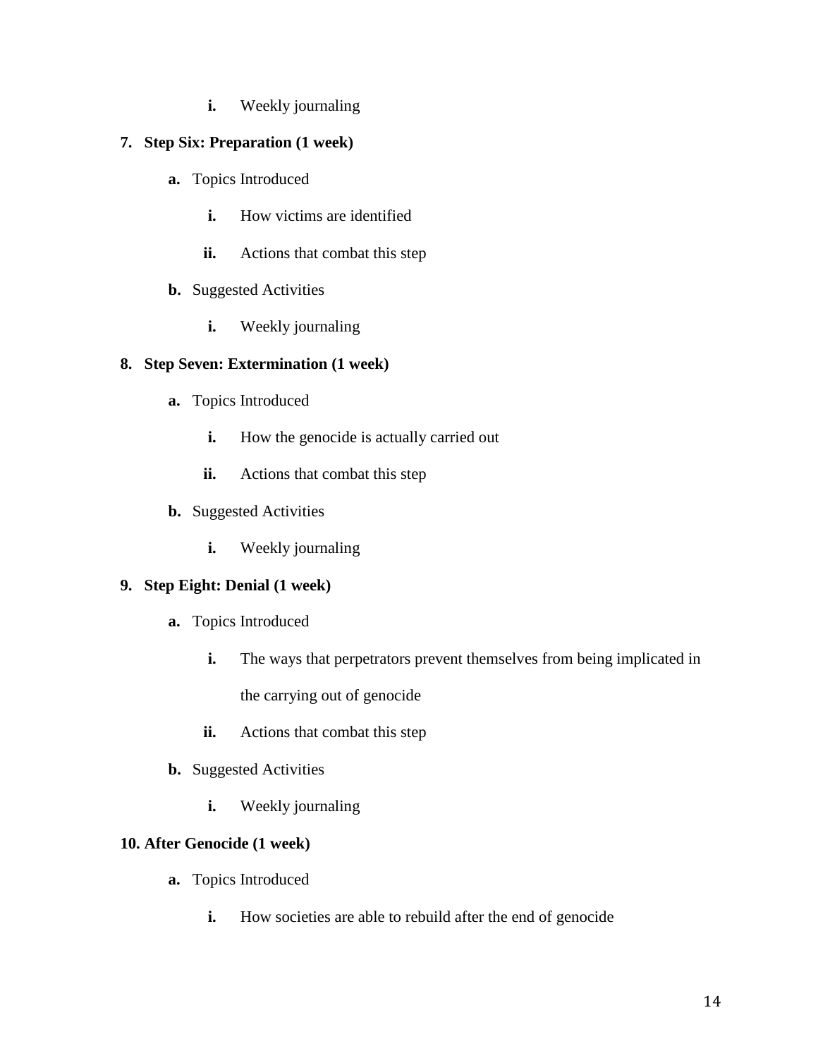i. Weekly journaling

7. **Step Six: Preparation (1 week)**
    - **a.** Topics Introduced
        - **i.** How victims are identified
        - **ii.** Actions that combat this step
    - **b.** Suggested Activities
        - **i.** Weekly journaling

8. **Step Seven: Extermination (1 week)**
    - **a.** Topics Introduced
        - **i.** How the genocide is actually carried out
        - **ii.** Actions that combat this step
    - **b.** Suggested Activities
        - **i.** Weekly journaling

9. **Step Eight: Denial (1 week)**
    - **a.** Topics Introduced
        - **i.** The ways that perpetrators prevent themselves from being implicated in the carrying out of genocide
        - **ii.** Actions that combat this step
    - **b.** Suggested Activities
        - **i.** Weekly journaling

10. **After Genocide (1 week)**
    - **a.** Topics Introduced
        - **i.** How societies are able to rebuild after the end of genocide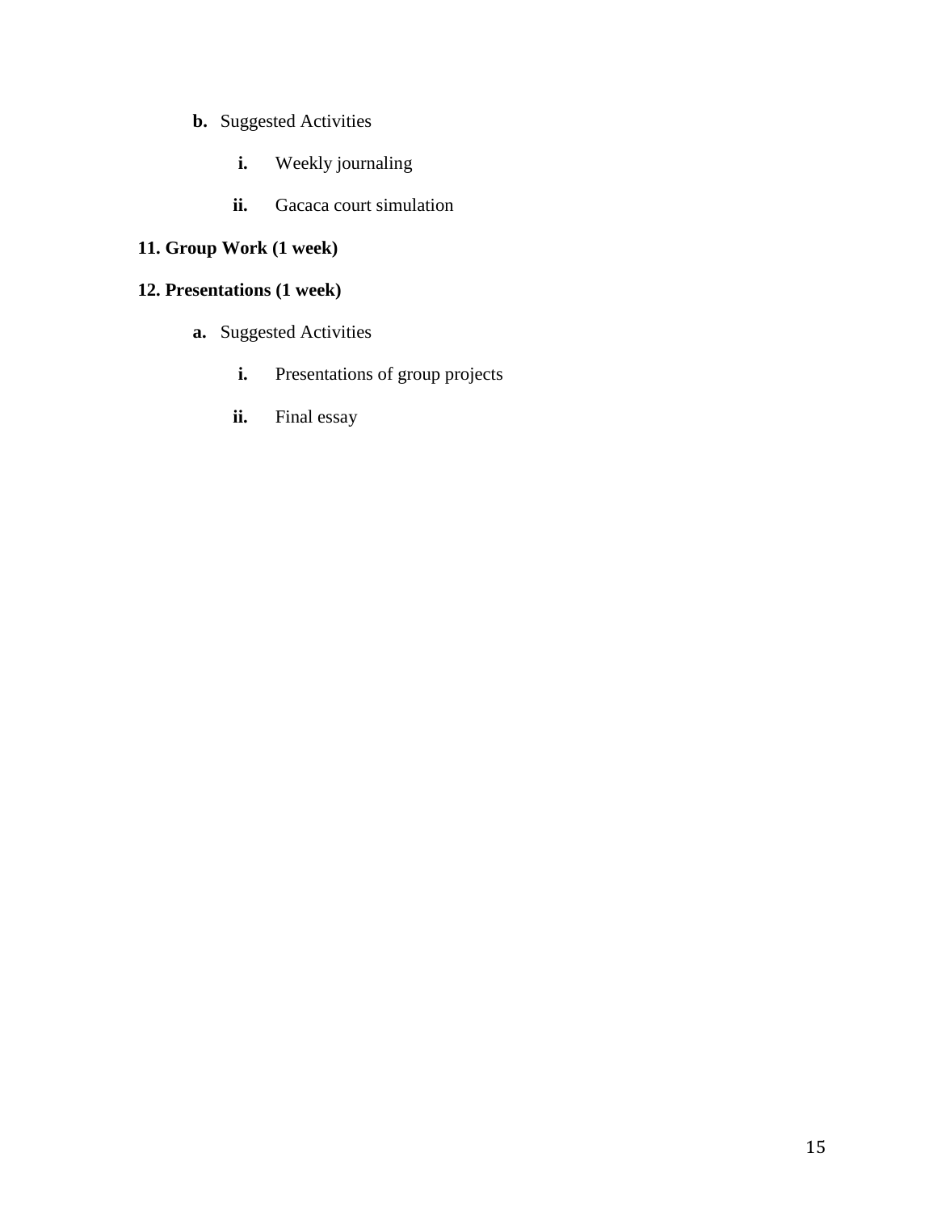b. Suggested Activities

    i. Weekly journaling

    ii. Gacaca court simulation

**11. Group Work (1 week)**

**12. Presentations (1 week)**

a. Suggested Activities

    i. Presentations of group projects

    ii. Final essay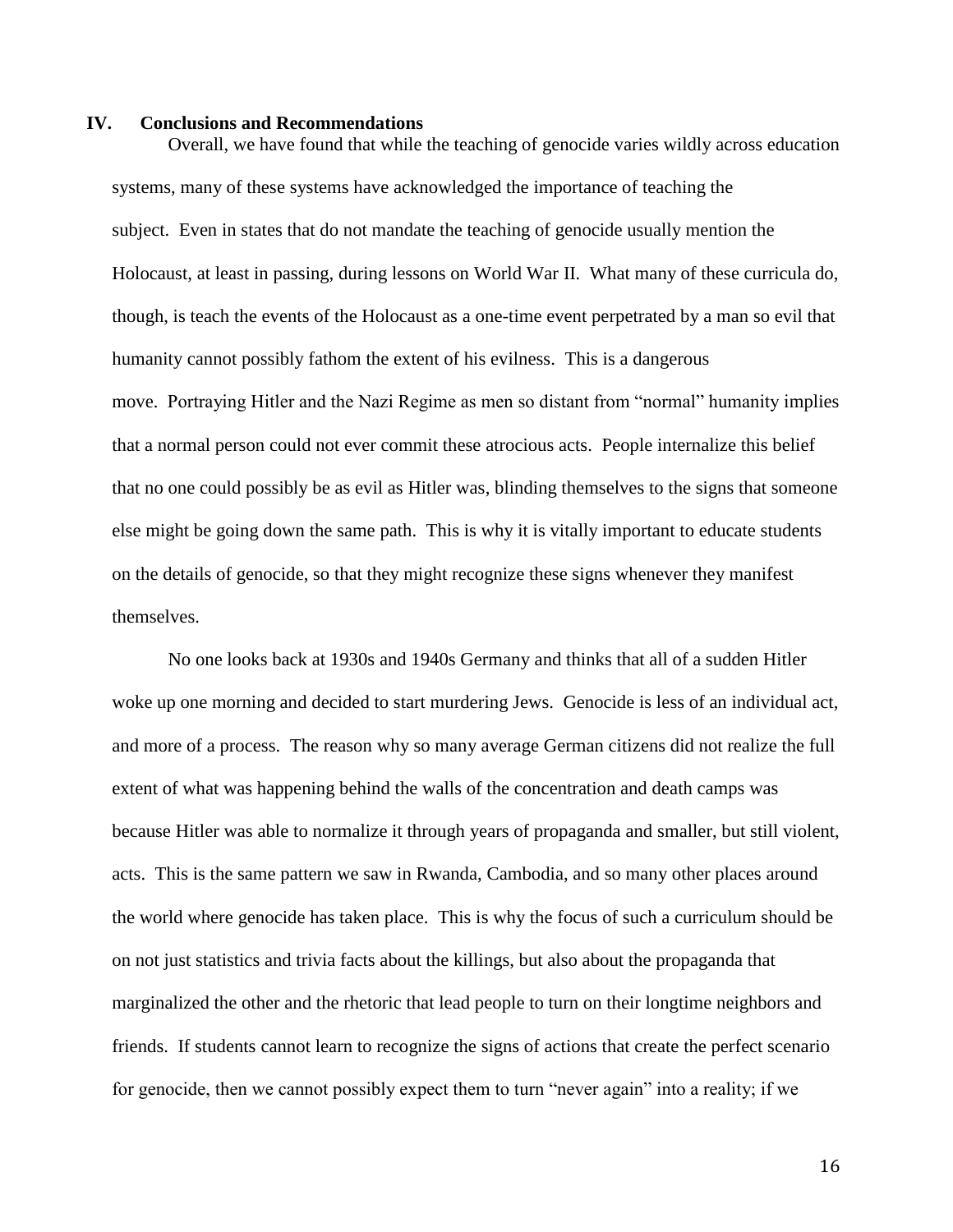## IV. Conclusions and Recommendations

Overall, we have found that while the teaching of genocide varies wildly across education systems, many of these systems have acknowledged the importance of teaching the subject. Even in states that do not mandate the teaching of genocide usually mention the Holocaust, at least in passing, during lessons on World War II. What many of these curricula do, though, is teach the events of the Holocaust as a one-time event perpetrated by a man so evil that humanity cannot possibly fathom the extent of his evilness. This is a dangerous move. Portraying Hitler and the Nazi Regime as men so distant from "normal" humanity implies that a normal person could not ever commit these atrocious acts. People internalize this belief that no one could possibly be as evil as Hitler was, blinding themselves to the signs that someone else might be going down the same path. This is why it is vitally important to educate students on the details of genocide, so that they might recognize these signs whenever they manifest themselves.

No one looks back at 1930s and 1940s Germany and thinks that all of a sudden Hitler woke up one morning and decided to start murdering Jews. Genocide is less of an individual act, and more of a process. The reason why so many average German citizens did not realize the full extent of what was happening behind the walls of the concentration and death camps was because Hitler was able to normalize it through years of propaganda and smaller, but still violent, acts. This is the same pattern we saw in Rwanda, Cambodia, and so many other places around the world where genocide has taken place. This is why the focus of such a curriculum should be on not just statistics and trivia facts about the killings, but also about the propaganda that marginalized the other and the rhetoric that lead people to turn on their longtime neighbors and friends. If students cannot learn to recognize the signs of actions that create the perfect scenario for genocide, then we cannot possibly expect them to turn "never again" into a reality; if we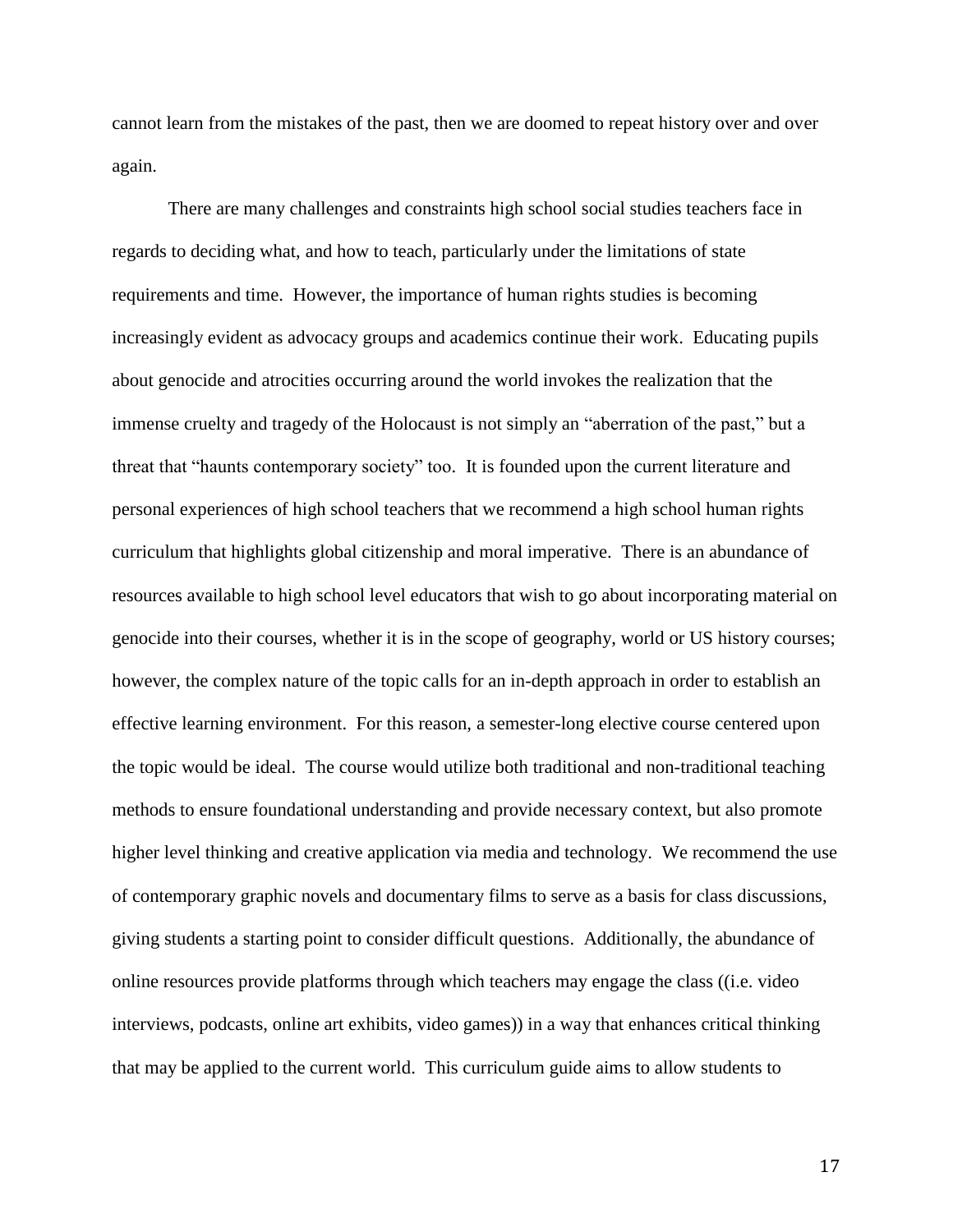cannot learn from the mistakes of the past, then we are doomed to repeat history over and over again.

There are many challenges and constraints high school social studies teachers face in regards to deciding what, and how to teach, particularly under the limitations of state requirements and time. However, the importance of human rights studies is becoming increasingly evident as advocacy groups and academics continue their work. Educating pupils about genocide and atrocities occurring around the world invokes the realization that the immense cruelty and tragedy of the Holocaust is not simply an "aberration of the past," but a threat that "haunts contemporary society" too. It is founded upon the current literature and personal experiences of high school teachers that we recommend a high school human rights curriculum that highlights global citizenship and moral imperative. There is an abundance of resources available to high school level educators that wish to go about incorporating material on genocide into their courses, whether it is in the scope of geography, world or US history courses; however, the complex nature of the topic calls for an in-depth approach in order to establish an effective learning environment. For this reason, a semester-long elective course centered upon the topic would be ideal. The course would utilize both traditional and non-traditional teaching methods to ensure foundational understanding and provide necessary context, but also promote higher level thinking and creative application via media and technology. We recommend the use of contemporary graphic novels and documentary films to serve as a basis for class discussions, giving students a starting point to consider difficult questions. Additionally, the abundance of online resources provide platforms through which teachers may engage the class ((i.e. video interviews, podcasts, online art exhibits, video games)) in a way that enhances critical thinking that may be applied to the current world. This curriculum guide aims to allow students to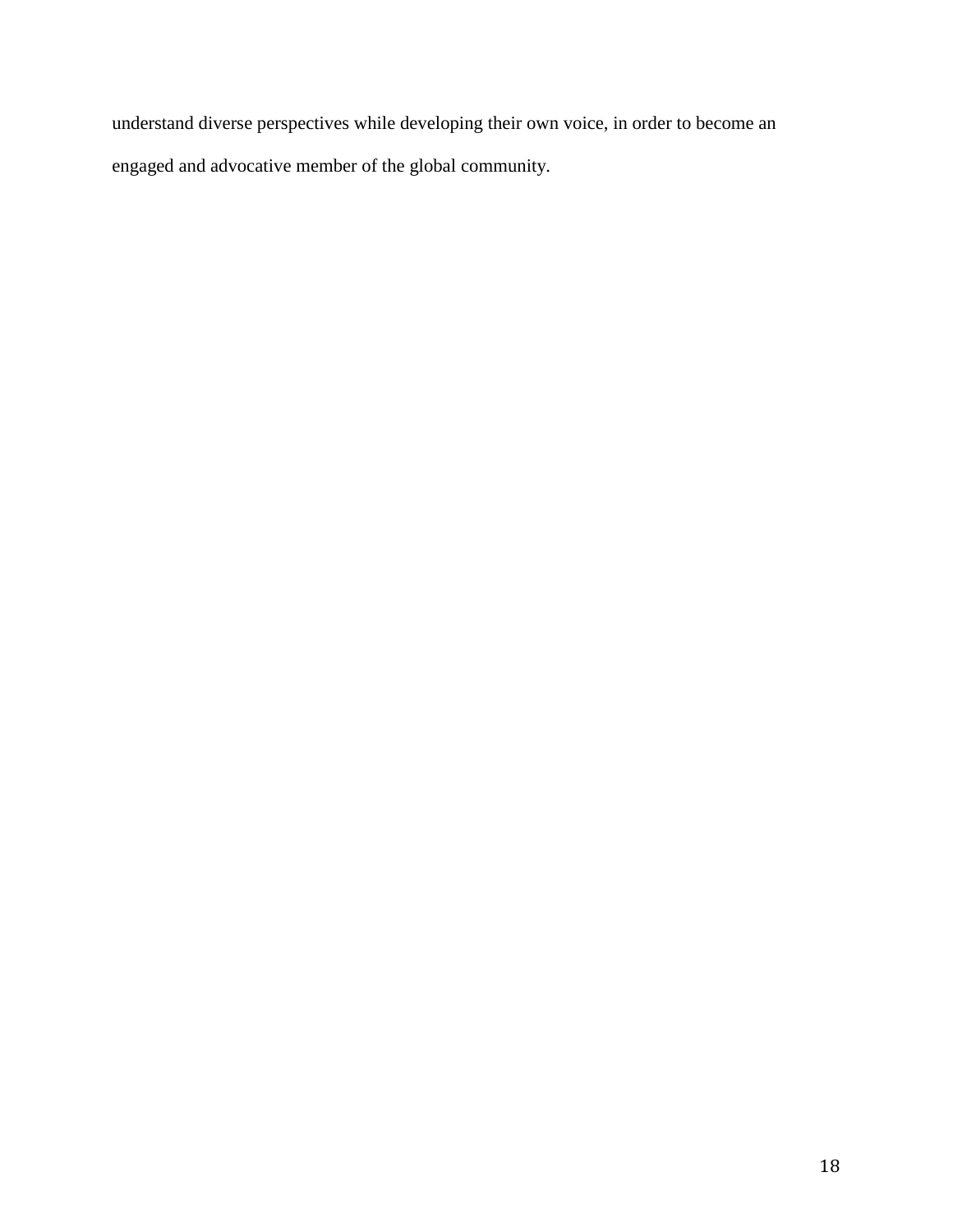understand diverse perspectives while developing their own voice, in order to become an engaged and advocative member of the global community.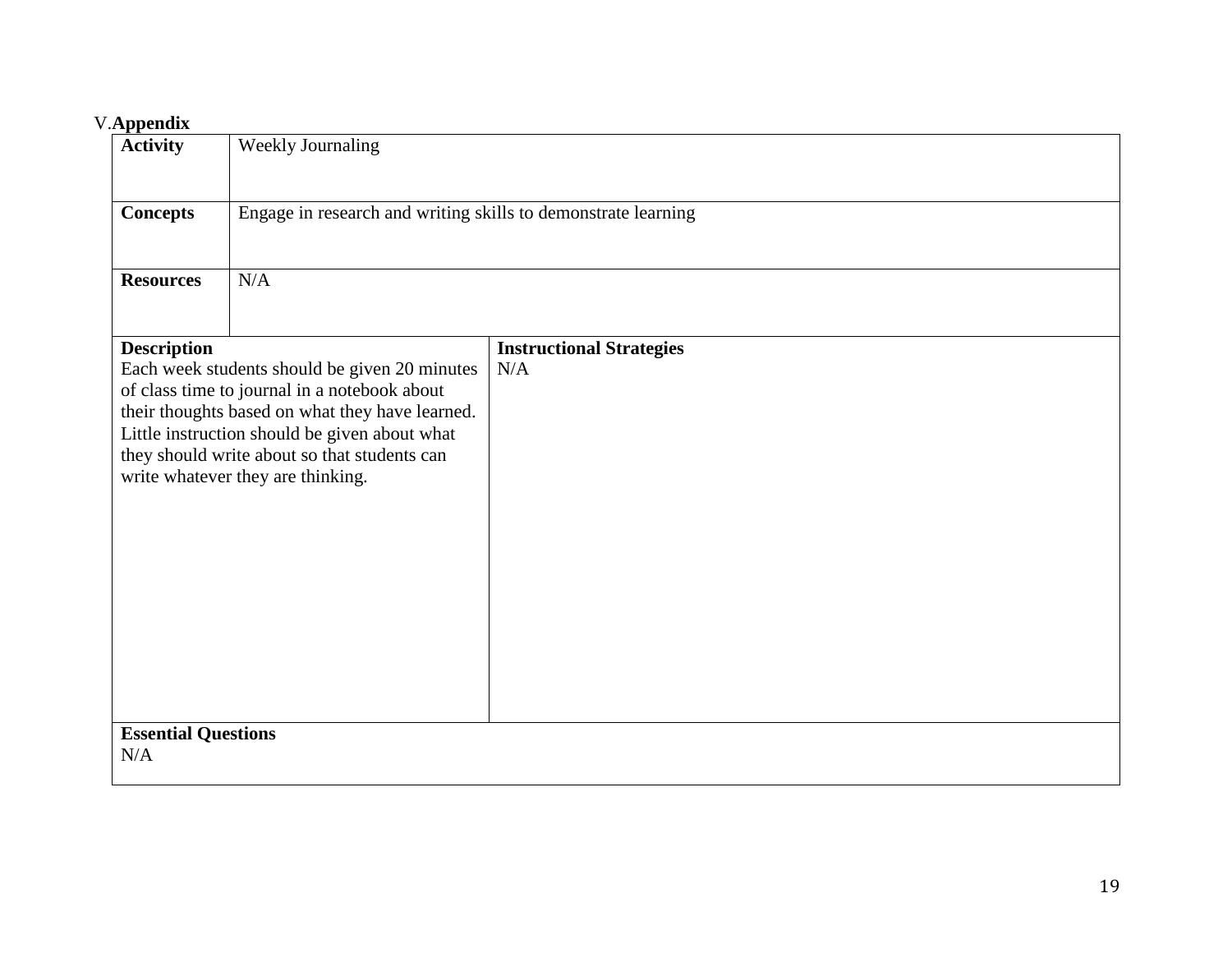V. **Appendix**

| **Activity** | Weekly Journaling |
| --- | --- |
| **Concepts** | Engage in research and writing skills to demonstrate learning |
| **Resources** | N/A |

| **Description** | **Instructional Strategies** |
| --- | --- |
| Each week students should be given 20 minutes of class time to journal in a notebook about their thoughts based on what they have learned. Little instruction should be given about what they should write about so that students can write whatever they are thinking. | N/A |

| **Essential Questions** |
| --- |
| N/A |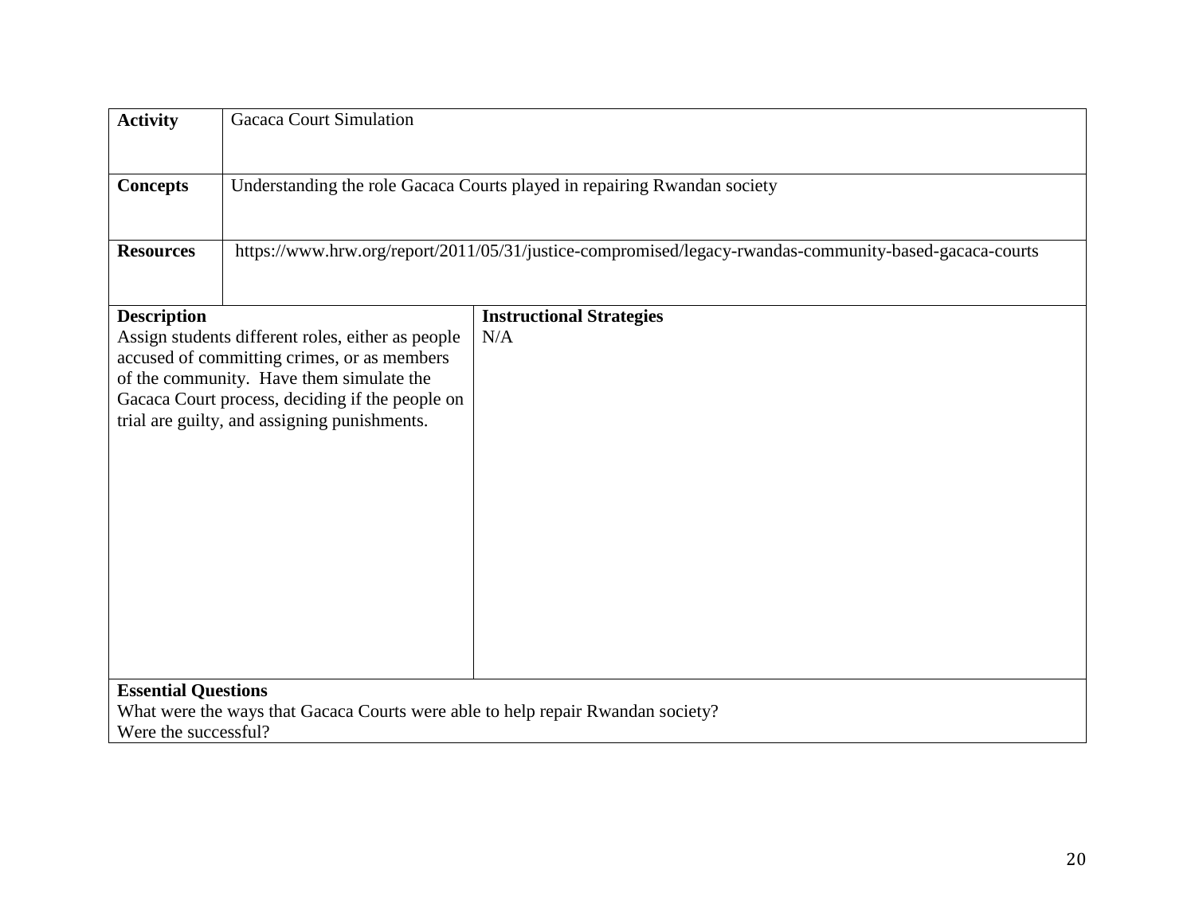| **Activity** | Gacaca Court Simulation |
| --- | --- |
| **Concepts** | Understanding the role Gacaca Courts played in repairing Rwandan society |
| **Resources** | https://www.hrw.org/report/2011/05/31/justice-compromised/legacy-rwandas-community-based-gacaca-courts |

| **Description** | **Instructional Strategies** |
| --- | --- |
| Assign students different roles, either as people accused of committing crimes, or as members of the community. Have them simulate the Gacaca Court process, deciding if the people on trial are guilty, and assigning punishments. | N/A |

**Essential Questions**

What were the ways that Gacaca Courts were able to help repair Rwandan society?
Were the successful?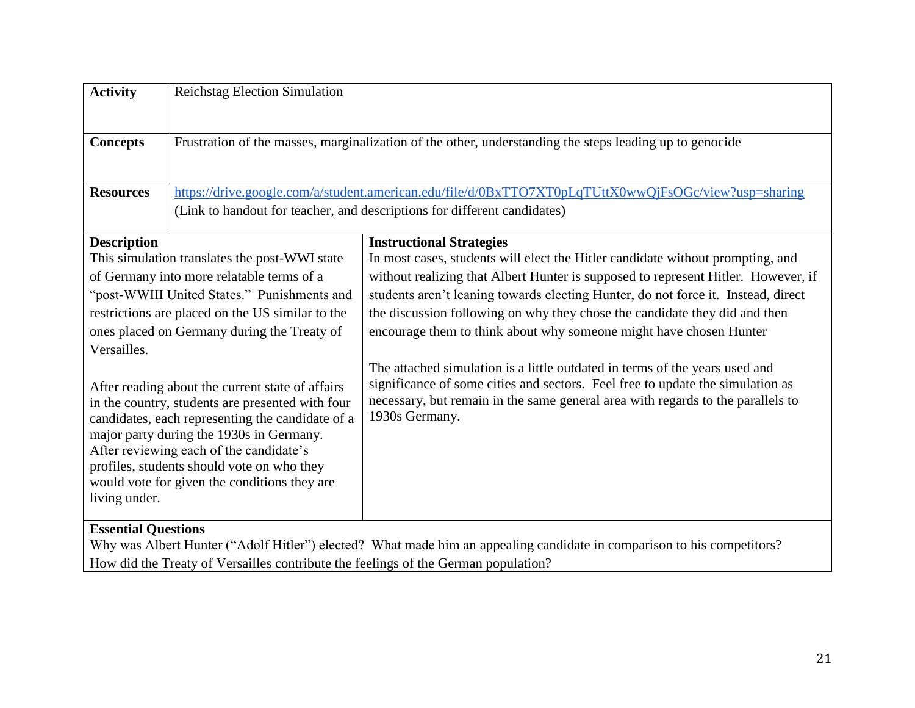| | | |
|---|---|---|
| **Activity** | Reichstag Election Simulation | |
| **Concepts** | Frustration of the masses, marginalization of the other, understanding the steps leading up to genocide | |
| **Resources** | https://drive.google.com/a/student.american.edu/file/d/0BxTTO7XT0pLqTUttX0wwQjFsOGc/view?usp=sharing (Link to handout for teacher, and descriptions for different candidates) | |
| **Description**<br>This simulation translates the post-WWI state of Germany into more relatable terms of a "post-WWIII United States." Punishments and restrictions are placed on the US similar to the ones placed on Germany during the Treaty of Versailles.<br><br>After reading about the current state of affairs in the country, students are presented with four candidates, each representing the candidate of a major party during the 1930s in Germany. After reviewing each of the candidate's profiles, students should vote on who they would vote for given the conditions they are living under. | **Instructional Strategies**<br>In most cases, students will elect the Hitler candidate without prompting, and without realizing that Albert Hunter is supposed to represent Hitler. However, if students aren't leaning towards electing Hunter, do not force it. Instead, direct the discussion following on why they chose the candidate they did and then encourage them to think about why someone might have chosen Hunter<br><br>The attached simulation is a little outdated in terms of the years used and significance of some cities and sectors. Feel free to update the simulation as necessary, but remain in the same general area with regards to the parallels to 1930s Germany. | |
| **Essential Questions**<br>Why was Albert Hunter ("Adolf Hitler") elected? What made him an appealing candidate in comparison to his competitors?<br>How did the Treaty of Versailles contribute the feelings of the German population? | | |